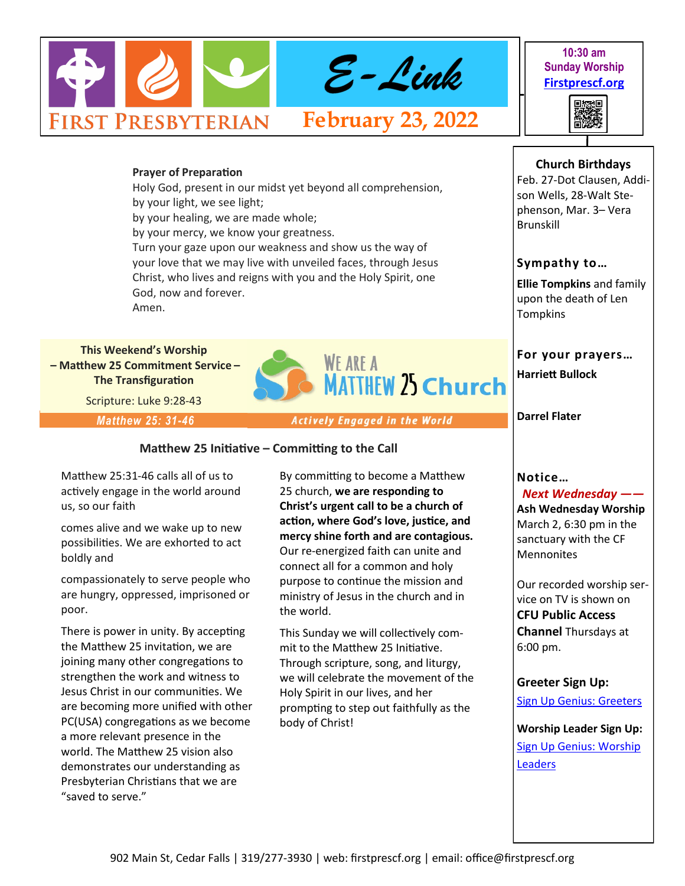# E-Link

**FIRST PRESBYTERIAN** — February 23, 2022

**10:30 am Sunday Worship**
**[Firstprescf.org](http://Firstprescf.org)**

**Prayer of Preparation**

Holy God, present in our midst yet beyond all comprehension,
by your light, we see light;
by your healing, we are made whole;
by your mercy, we know your greatness.
Turn your gaze upon our weakness and show us the way of your love that we may live with unveiled faces, through Jesus Christ, who lives and reigns with you and the Holy Spirit, one God, now and forever.
Amen.

**This Weekend's Worship**
**– Matthew 25 Commitment Service –**
**The Transfiguration**

Scripture: Luke 9:28-43

WE ARE A MATTHEW 25 Church

*Matthew 25: 31-46* — *Actively Engaged in the World*

## Matthew 25 Initiative – Committing to the Call

Matthew 25:31-46 calls all of us to actively engage in the world around us, so our faith comes alive and we wake up to new possibilities. We are exhorted to act boldly and compassionately to serve people who are hungry, oppressed, imprisoned or poor.

There is power in unity. By accepting the Matthew 25 invitation, we are joining many other congregations to strengthen the work and witness to Jesus Christ in our communities. We are becoming more unified with other PC(USA) congregations as we become a more relevant presence in the world. The Matthew 25 vision also demonstrates our understanding as Presbyterian Christians that we are "saved to serve."

By committing to become a Matthew 25 church, **we are responding to Christ's urgent call to be a church of action, where God's love, justice, and mercy shine forth and are contagious.** Our re-energized faith can unite and connect all for a common and holy purpose to continue the mission and ministry of Jesus in the church and in the world.

This Sunday we will collectively commit to the Matthew 25 Initiative. Through scripture, song, and liturgy, we will celebrate the movement of the Holy Spirit in our lives, and her prompting to step out faithfully as the body of Christ!

### Church Birthdays

Feb. 27-Dot Clausen, Addison Wells, 28-Walt Stephenson, Mar. 3– Vera Brunskill

### Sympathy to…

**Ellie Tompkins** and family upon the death of Len Tompkins

### For your prayers…

**Harriett Bullock**

**Darrel Flater**

### Notice…

***Next Wednesday ——***
**Ash Wednesday Worship** March 2, 6:30 pm in the sanctuary with the CF Mennonites

Our recorded worship service on TV is shown on **CFU Public Access Channel** Thursdays at 6:00 pm.

**Greeter Sign Up:**
[Sign Up Genius: Greeters]()

**Worship Leader Sign Up:**
[Sign Up Genius: Worship Leaders]()

902 Main St, Cedar Falls | 319/277-3930 | web: firstprescf.org | email: office@firstprescf.org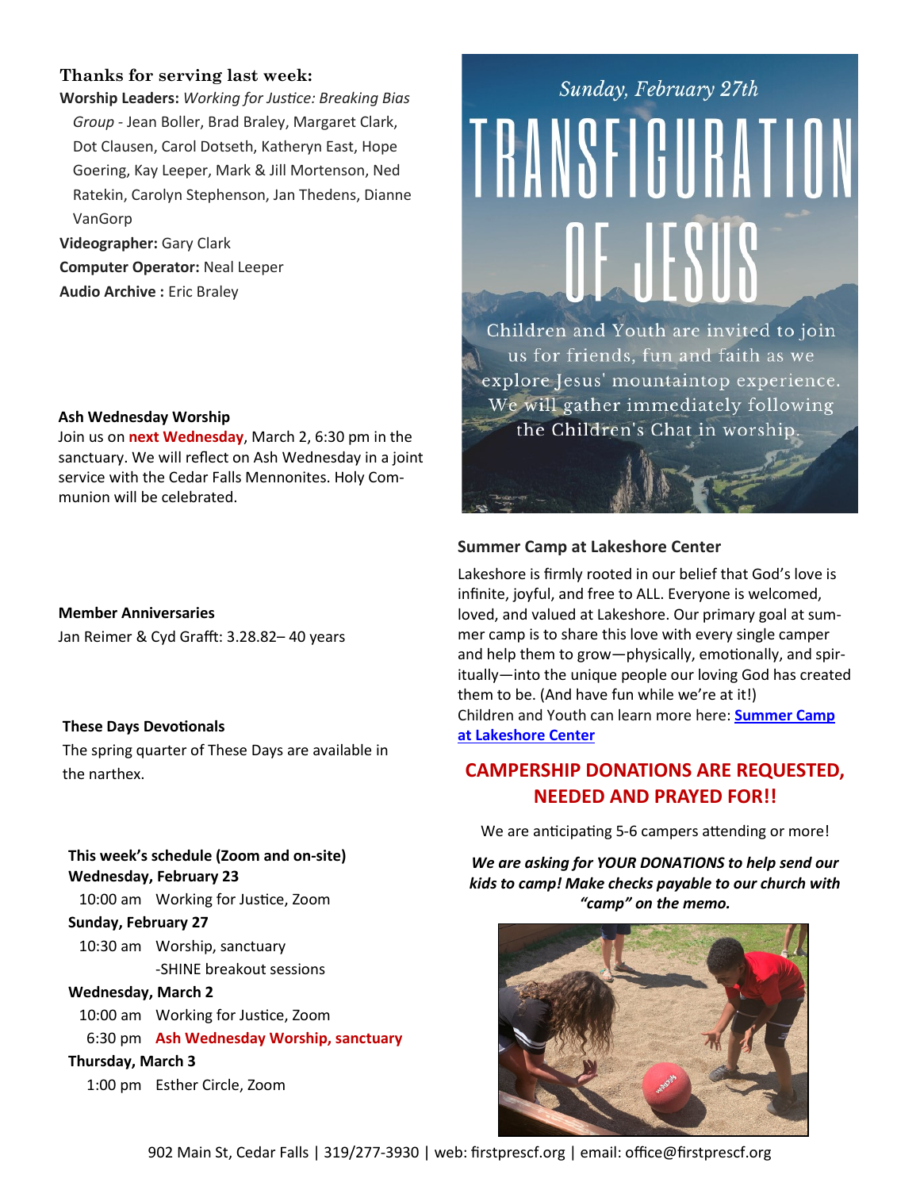### Thanks for serving last week:

**Worship Leaders:** *Working for Justice: Breaking Bias Group* - Jean Boller, Brad Braley, Margaret Clark, Dot Clausen, Carol Dotseth, Katheryn East, Hope Goering, Kay Leeper, Mark & Jill Mortenson, Ned Ratekin, Carolyn Stephenson, Jan Thedens, Dianne VanGorp

**Videographer:** Gary Clark

**Computer Operator:** Neal Leeper

**Audio Archive :** Eric Braley

### Ash Wednesday Worship

Join us on **next Wednesday**, March 2, 6:30 pm in the sanctuary. We will reflect on Ash Wednesday in a joint service with the Cedar Falls Mennonites. Holy Communion will be celebrated.

### Member Anniversaries

Jan Reimer & Cyd Grafft: 3.28.82– 40 years

### These Days Devotionals

The spring quarter of These Days are available in the narthex.

### This week's schedule (Zoom and on-site)

**Wednesday, February 23**

10:00 am Working for Justice, Zoom

**Sunday, February 27**

10:30 am Worship, sanctuary
-SHINE breakout sessions

**Wednesday, March 2**

10:00 am Working for Justice, Zoom

6:30 pm **Ash Wednesday Worship, sanctuary**

**Thursday, March 3**

1:00 pm Esther Circle, Zoom

*Sunday, February 27th*

# TRANSFIGURATION OF JESUS

Children and Youth are invited to join us for friends, fun and faith as we explore Jesus' mountaintop experience. We will gather immediately following the Children's Chat in worship.

### Summer Camp at Lakeshore Center

Lakeshore is firmly rooted in our belief that God's love is infinite, joyful, and free to ALL. Everyone is welcomed, loved, and valued at Lakeshore. Our primary goal at summer camp is to share this love with every single camper and help them to grow—physically, emotionally, and spiritually—into the unique people our loving God has created them to be. (And have fun while we're at it!)
Children and Youth can learn more here: **Summer Camp at Lakeshore Center**

## CAMPERSHIP DONATIONS ARE REQUESTED, NEEDED AND PRAYED FOR!!

We are anticipating 5-6 campers attending or more!

***We are asking for YOUR DONATIONS to help send our kids to camp! Make checks payable to our church with "camp" on the memo.***

902 Main St, Cedar Falls | 319/277-3930 | web: firstprescf.org | email: office@firstprescf.org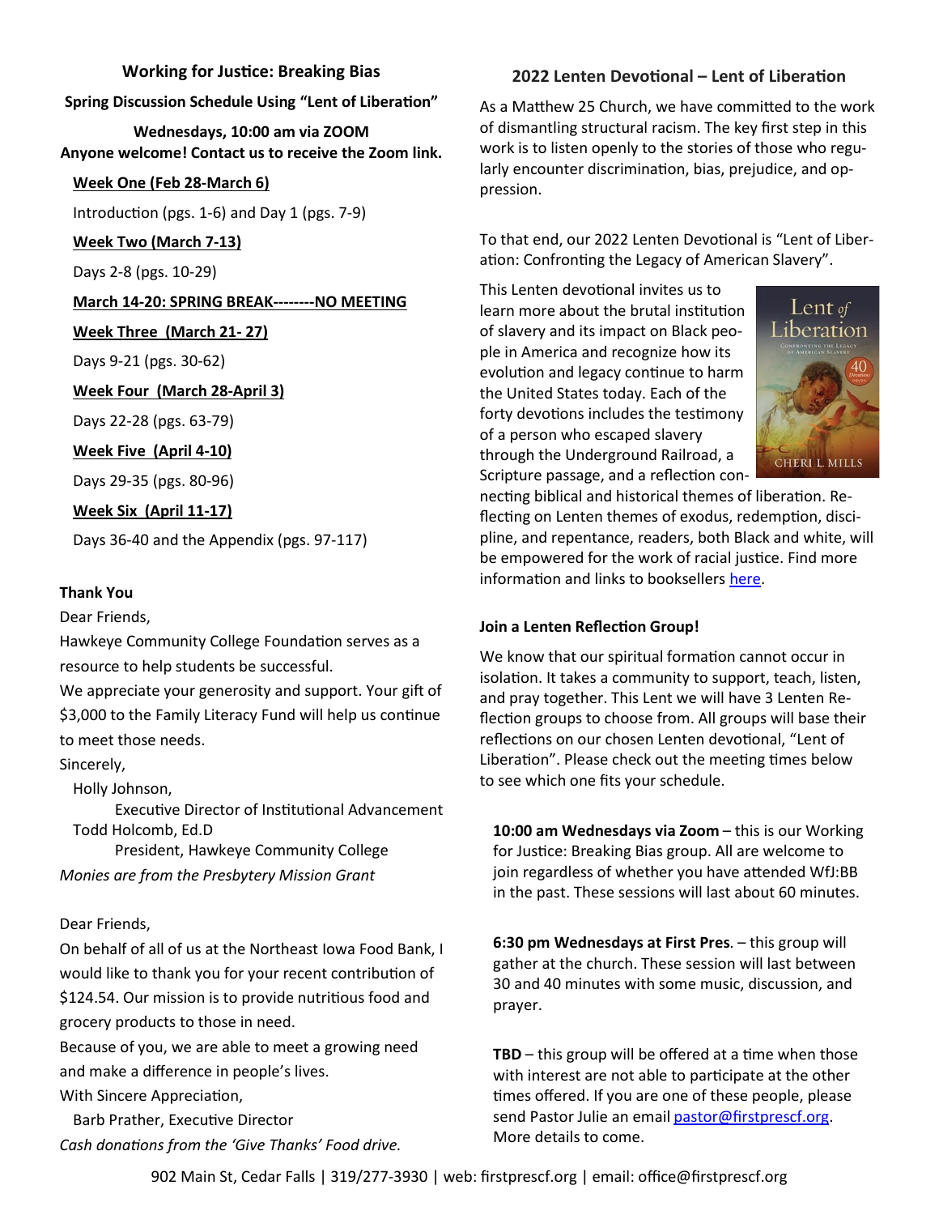## Working for Justice: Breaking Bias

**Spring Discussion Schedule Using "Lent of Liberation"**

**Wednesdays, 10:00 am via ZOOM**
**Anyone welcome! Contact us to receive the Zoom link.**

**Week One (Feb 28-March 6)**

Introduction (pgs. 1-6) and Day 1 (pgs. 7-9)

**Week Two (March 7-13)**

Days 2-8 (pgs. 10-29)

**March 14-20: SPRING BREAK--------NO MEETING**

**Week Three (March 21- 27)**

Days 9-21 (pgs. 30-62)

**Week Four (March 28-April 3)**

Days 22-28 (pgs. 63-79)

**Week Five (April 4-10)**

Days 29-35 (pgs. 80-96)

**Week Six (April 11-17)**

Days 36-40 and the Appendix (pgs. 97-117)

### Thank You

Dear Friends,

Hawkeye Community College Foundation serves as a resource to help students be successful.

We appreciate your generosity and support. Your gift of $3,000 to the Family Literacy Fund will help us continue to meet those needs.

Sincerely,

Holly Johnson,
Executive Director of Institutional Advancement
Todd Holcomb, Ed.D
President, Hawkeye Community College

*Monies are from the Presbytery Mission Grant*

Dear Friends,

On behalf of all of us at the Northeast Iowa Food Bank, I would like to thank you for your recent contribution of $124.54. Our mission is to provide nutritious food and grocery products to those in need.

Because of you, we are able to meet a growing need and make a difference in people's lives.

With Sincere Appreciation,

Barb Prather, Executive Director

*Cash donations from the 'Give Thanks' Food drive.*

## 2022 Lenten Devotional – Lent of Liberation

As a Matthew 25 Church, we have committed to the work of dismantling structural racism. The key first step in this work is to listen openly to the stories of those who regularly encounter discrimination, bias, prejudice, and oppression.

To that end, our 2022 Lenten Devotional is "Lent of Liberation: Confronting the Legacy of American Slavery".

This Lenten devotional invites us to learn more about the brutal institution of slavery and its impact on Black people in America and recognize how its evolution and legacy continue to harm the United States today. Each of the forty devotions includes the testimony of a person who escaped slavery through the Underground Railroad, a Scripture passage, and a reflection connecting biblical and historical themes of liberation. Reflecting on Lenten themes of exodus, redemption, discipline, and repentance, readers, both Black and white, will be empowered for the work of racial justice. Find more information and links to booksellers here.

### Join a Lenten Reflection Group!

We know that our spiritual formation cannot occur in isolation. It takes a community to support, teach, listen, and pray together. This Lent we will have 3 Lenten Reflection groups to choose from. All groups will base their reflections on our chosen Lenten devotional, "Lent of Liberation". Please check out the meeting times below to see which one fits your schedule.

**10:00 am Wednesdays via Zoom** – this is our Working for Justice: Breaking Bias group. All are welcome to join regardless of whether you have attended WfJ:BB in the past. These sessions will last about 60 minutes.

**6:30 pm Wednesdays at First Pres**. – this group will gather at the church. These session will last between 30 and 40 minutes with some music, discussion, and prayer.

**TBD** – this group will be offered at a time when those with interest are not able to participate at the other times offered. If you are one of these people, please send Pastor Julie an email pastor@firstprescf.org. More details to come.

902 Main St, Cedar Falls | 319/277-3930 | web: firstprescf.org | email: office@firstprescf.org